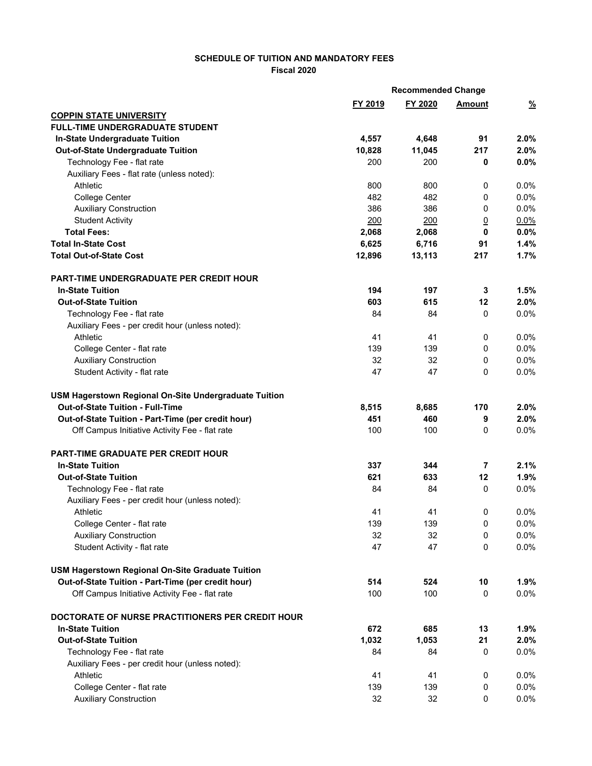**SCHEDULE OF TUITION AND MANDATORY FEES**
**Fiscal 2020**

| | | | Recommended Change | |
|---|---|---|---|---|
| | FY 2019 | FY 2020 | Amount | % |
| **COPPIN STATE UNIVERSITY** | | | | |
| **FULL-TIME UNDERGRADUATE STUDENT** | | | | |
| **In-State Undergraduate Tuition** | **4,557** | **4,648** | **91** | **2.0%** |
| **Out-of-State Undergraduate Tuition** | **10,828** | **11,045** | **217** | **2.0%** |
| Technology Fee - flat rate | 200 | 200 | **0** | **0.0%** |
| Auxiliary Fees - flat rate (unless noted): | | | | |
| Athletic | 800 | 800 | 0 | 0.0% |
| College Center | 482 | 482 | 0 | 0.0% |
| Auxiliary Construction | 386 | 386 | 0 | 0.0% |
| Student Activity | 200 | 200 | 0 | 0.0% |
| **Total Fees:** | **2,068** | **2,068** | **0** | **0.0%** |
| **Total In-State Cost** | **6,625** | **6,716** | **91** | **1.4%** |
| **Total Out-of-State Cost** | **12,896** | **13,113** | **217** | **1.7%** |
| | | | | |
| **PART-TIME UNDERGRADUATE PER CREDIT HOUR** | | | | |
| **In-State Tuition** | **194** | **197** | **3** | **1.5%** |
| **Out-of-State Tuition** | **603** | **615** | **12** | **2.0%** |
| Technology Fee - flat rate | 84 | 84 | 0 | 0.0% |
| Auxiliary Fees - per credit hour (unless noted): | | | | |
| Athletic | 41 | 41 | 0 | 0.0% |
| College Center - flat rate | 139 | 139 | 0 | 0.0% |
| Auxiliary Construction | 32 | 32 | 0 | 0.0% |
| Student Activity - flat rate | 47 | 47 | 0 | 0.0% |
| | | | | |
| **USM Hagerstown Regional On-Site Undergraduate Tuition** | | | | |
| **Out-of-State Tuition - Full-Time** | **8,515** | **8,685** | **170** | **2.0%** |
| **Out-of-State Tuition - Part-Time (per credit hour)** | **451** | **460** | **9** | **2.0%** |
| Off Campus Initiative Activity Fee - flat rate | 100 | 100 | 0 | 0.0% |
| | | | | |
| **PART-TIME GRADUATE PER CREDIT HOUR** | | | | |
| **In-State Tuition** | **337** | **344** | **7** | **2.1%** |
| **Out-of-State Tuition** | **621** | **633** | **12** | **1.9%** |
| Technology Fee - flat rate | 84 | 84 | 0 | 0.0% |
| Auxiliary Fees - per credit hour (unless noted): | | | | |
| Athletic | 41 | 41 | 0 | 0.0% |
| College Center - flat rate | 139 | 139 | 0 | 0.0% |
| Auxiliary Construction | 32 | 32 | 0 | 0.0% |
| Student Activity - flat rate | 47 | 47 | 0 | 0.0% |
| | | | | |
| **USM Hagerstown Regional On-Site Graduate Tuition** | | | | |
| **Out-of-State Tuition - Part-Time (per credit hour)** | **514** | **524** | **10** | **1.9%** |
| Off Campus Initiative Activity Fee - flat rate | 100 | 100 | 0 | 0.0% |
| | | | | |
| **DOCTORATE OF NURSE PRACTITIONERS PER CREDIT HOUR** | | | | |
| **In-State Tuition** | **672** | **685** | **13** | **1.9%** |
| **Out-of-State Tuition** | **1,032** | **1,053** | **21** | **2.0%** |
| Technology Fee - flat rate | 84 | 84 | 0 | 0.0% |
| Auxiliary Fees - per credit hour (unless noted): | | | | |
| Athletic | 41 | 41 | 0 | 0.0% |
| College Center - flat rate | 139 | 139 | 0 | 0.0% |
| Auxiliary Construction | 32 | 32 | 0 | 0.0% |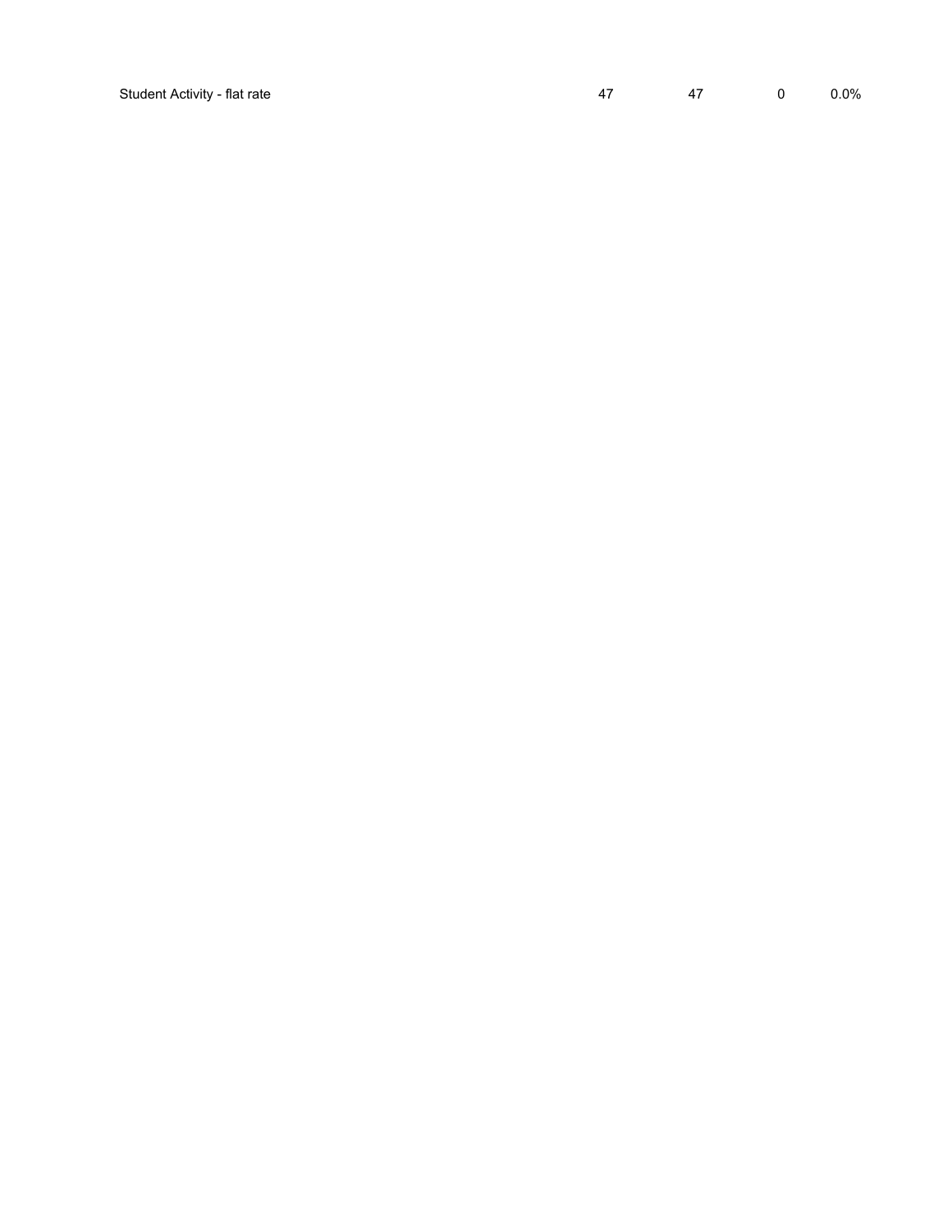| | | | | |
|---|---|---|---|---|
| Student Activity - flat rate | 47 | 47 | 0 | 0.0% |